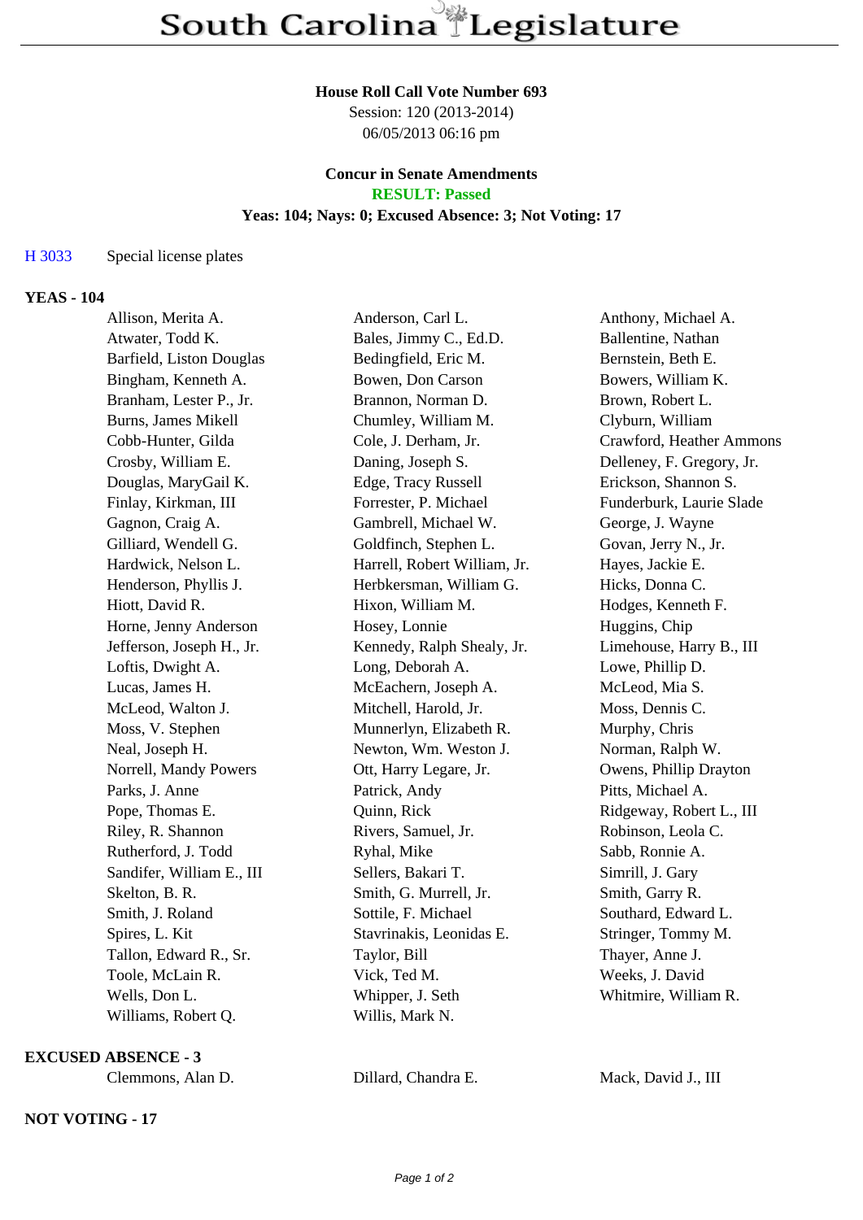# South Carolina Legislature

**House Roll Call Vote Number 693**
Session: 120 (2013-2014)
06/05/2013 06:16 pm

**Concur in Senate Amendments**
**RESULT: Passed**
**Yeas: 104; Nays: 0; Excused Absence: 3; Not Voting: 17**

H 3033 Special license plates

**YEAS - 104**

| | | |
|---|---|---|
| Allison, Merita A. | Anderson, Carl L. | Anthony, Michael A. |
| Atwater, Todd K. | Bales, Jimmy C., Ed.D. | Ballentine, Nathan |
| Barfield, Liston Douglas | Bedingfield, Eric M. | Bernstein, Beth E. |
| Bingham, Kenneth A. | Bowen, Don Carson | Bowers, William K. |
| Branham, Lester P., Jr. | Brannon, Norman D. | Brown, Robert L. |
| Burns, James Mikell | Chumley, William M. | Clyburn, William |
| Cobb-Hunter, Gilda | Cole, J. Derham, Jr. | Crawford, Heather Ammons |
| Crosby, William E. | Daning, Joseph S. | Delleney, F. Gregory, Jr. |
| Douglas, MaryGail K. | Edge, Tracy Russell | Erickson, Shannon S. |
| Finlay, Kirkman, III | Forrester, P. Michael | Funderburk, Laurie Slade |
| Gagnon, Craig A. | Gambrell, Michael W. | George, J. Wayne |
| Gilliard, Wendell G. | Goldfinch, Stephen L. | Govan, Jerry N., Jr. |
| Hardwick, Nelson L. | Harrell, Robert William, Jr. | Hayes, Jackie E. |
| Henderson, Phyllis J. | Herbkersman, William G. | Hicks, Donna C. |
| Hiott, David R. | Hixon, William M. | Hodges, Kenneth F. |
| Horne, Jenny Anderson | Hosey, Lonnie | Huggins, Chip |
| Jefferson, Joseph H., Jr. | Kennedy, Ralph Shealy, Jr. | Limehouse, Harry B., III |
| Loftis, Dwight A. | Long, Deborah A. | Lowe, Phillip D. |
| Lucas, James H. | McEachern, Joseph A. | McLeod, Mia S. |
| McLeod, Walton J. | Mitchell, Harold, Jr. | Moss, Dennis C. |
| Moss, V. Stephen | Munnerlyn, Elizabeth R. | Murphy, Chris |
| Neal, Joseph H. | Newton, Wm. Weston J. | Norman, Ralph W. |
| Norrell, Mandy Powers | Ott, Harry Legare, Jr. | Owens, Phillip Drayton |
| Parks, J. Anne | Patrick, Andy | Pitts, Michael A. |
| Pope, Thomas E. | Quinn, Rick | Ridgeway, Robert L., III |
| Riley, R. Shannon | Rivers, Samuel, Jr. | Robinson, Leola C. |
| Rutherford, J. Todd | Ryhal, Mike | Sabb, Ronnie A. |
| Sandifer, William E., III | Sellers, Bakari T. | Simrill, J. Gary |
| Skelton, B. R. | Smith, G. Murrell, Jr. | Smith, Garry R. |
| Smith, J. Roland | Sottile, F. Michael | Southard, Edward L. |
| Spires, L. Kit | Stavrinakis, Leonidas E. | Stringer, Tommy M. |
| Tallon, Edward R., Sr. | Taylor, Bill | Thayer, Anne J. |
| Toole, McLain R. | Vick, Ted M. | Weeks, J. David |
| Wells, Don L. | Whipper, J. Seth | Whitmire, William R. |
| Williams, Robert Q. | Willis, Mark N. | |

**EXCUSED ABSENCE - 3**

| | | |
|---|---|---|
| Clemmons, Alan D. | Dillard, Chandra E. | Mack, David J., III |

**NOT VOTING - 17**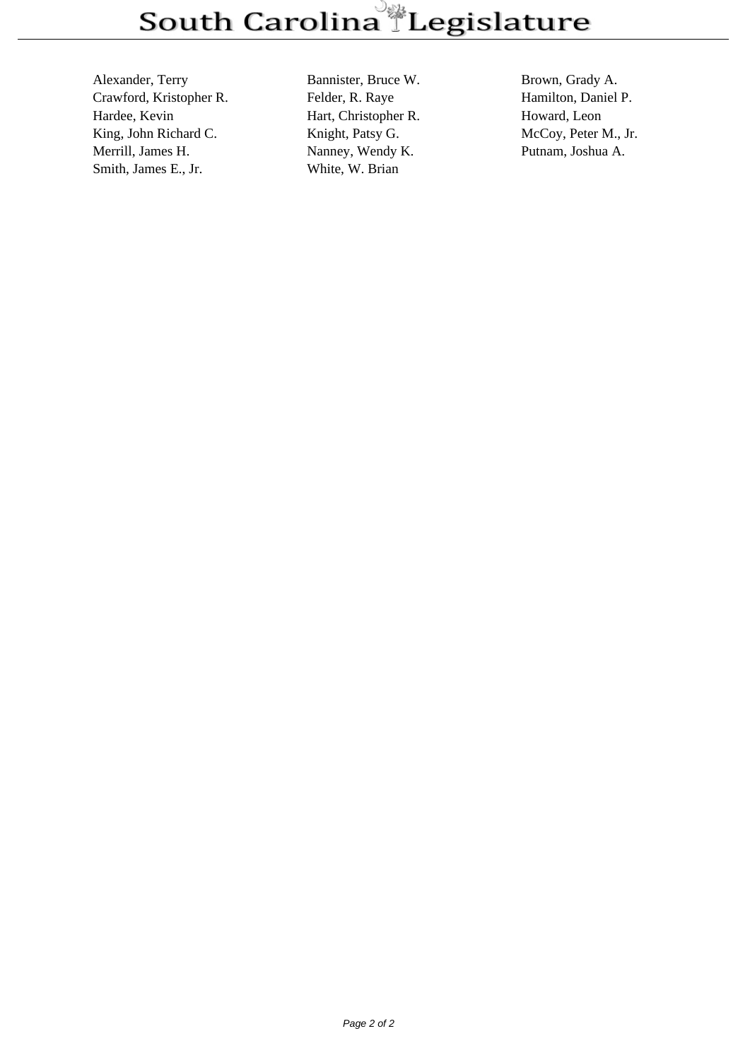| | | |
|---|---|---|
| Alexander, Terry | Bannister, Bruce W. | Brown, Grady A. |
| Crawford, Kristopher R. | Felder, R. Raye | Hamilton, Daniel P. |
| Hardee, Kevin | Hart, Christopher R. | Howard, Leon |
| King, John Richard C. | Knight, Patsy G. | McCoy, Peter M., Jr. |
| Merrill, James H. | Nanney, Wendy K. | Putnam, Joshua A. |
| Smith, James E., Jr. | White, W. Brian | |